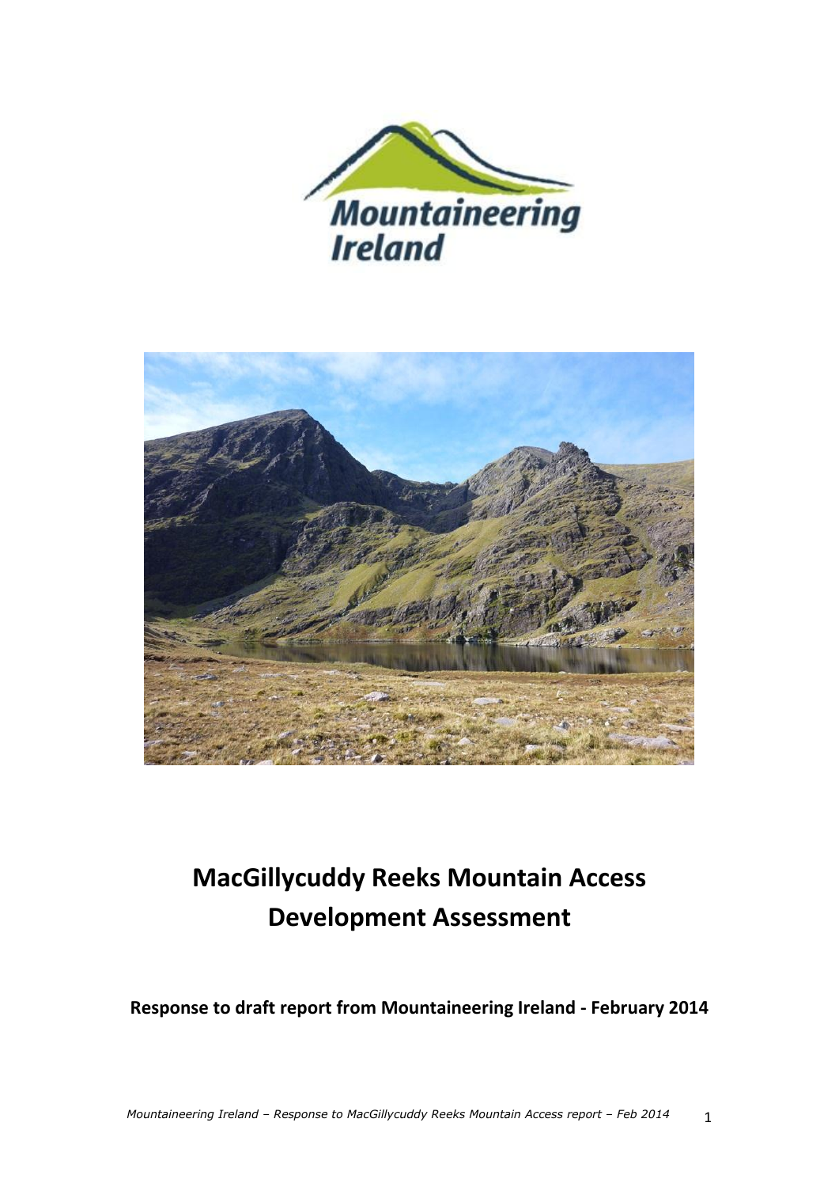Mountaineering Ireland

# MacGillycuddy Reeks Mountain Access Development Assessment

**Response to draft report from Mountaineering Ireland - February 2014**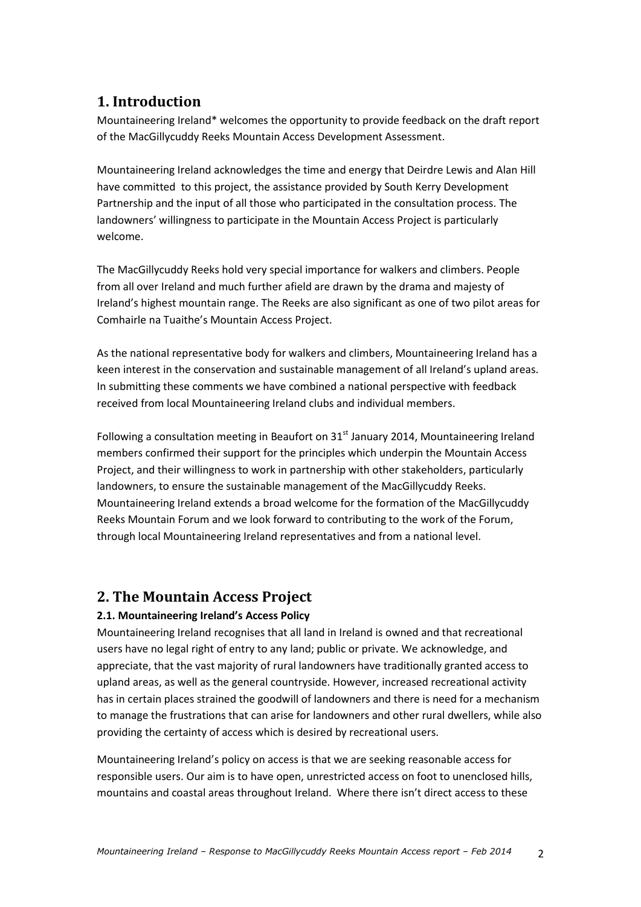## 1. Introduction

Mountaineering Ireland* welcomes the opportunity to provide feedback on the draft report of the MacGillycuddy Reeks Mountain Access Development Assessment.

Mountaineering Ireland acknowledges the time and energy that Deirdre Lewis and Alan Hill have committed to this project, the assistance provided by South Kerry Development Partnership and the input of all those who participated in the consultation process. The landowners' willingness to participate in the Mountain Access Project is particularly welcome.

The MacGillycuddy Reeks hold very special importance for walkers and climbers. People from all over Ireland and much further afield are drawn by the drama and majesty of Ireland's highest mountain range. The Reeks are also significant as one of two pilot areas for Comhairle na Tuaithe's Mountain Access Project.

As the national representative body for walkers and climbers, Mountaineering Ireland has a keen interest in the conservation and sustainable management of all Ireland's upland areas. In submitting these comments we have combined a national perspective with feedback received from local Mountaineering Ireland clubs and individual members.

Following a consultation meeting in Beaufort on 31st January 2014, Mountaineering Ireland members confirmed their support for the principles which underpin the Mountain Access Project, and their willingness to work in partnership with other stakeholders, particularly landowners, to ensure the sustainable management of the MacGillycuddy Reeks. Mountaineering Ireland extends a broad welcome for the formation of the MacGillycuddy Reeks Mountain Forum and we look forward to contributing to the work of the Forum, through local Mountaineering Ireland representatives and from a national level.

## 2. The Mountain Access Project

### 2.1. Mountaineering Ireland's Access Policy

Mountaineering Ireland recognises that all land in Ireland is owned and that recreational users have no legal right of entry to any land; public or private. We acknowledge, and appreciate, that the vast majority of rural landowners have traditionally granted access to upland areas, as well as the general countryside. However, increased recreational activity has in certain places strained the goodwill of landowners and there is need for a mechanism to manage the frustrations that can arise for landowners and other rural dwellers, while also providing the certainty of access which is desired by recreational users.

Mountaineering Ireland's policy on access is that we are seeking reasonable access for responsible users. Our aim is to have open, unrestricted access on foot to unenclosed hills, mountains and coastal areas throughout Ireland. Where there isn't direct access to these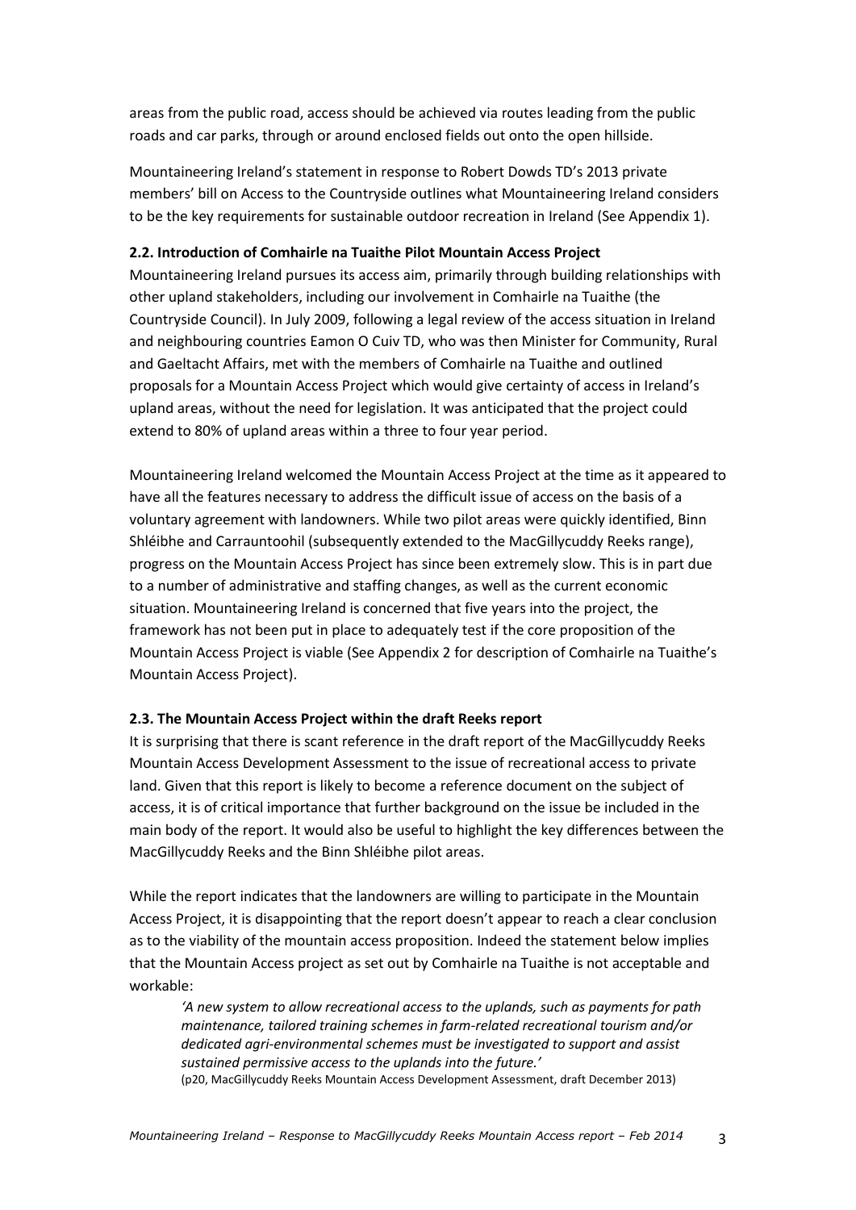areas from the public road, access should be achieved via routes leading from the public roads and car parks, through or around enclosed fields out onto the open hillside.

Mountaineering Ireland's statement in response to Robert Dowds TD's 2013 private members' bill on Access to the Countryside outlines what Mountaineering Ireland considers to be the key requirements for sustainable outdoor recreation in Ireland (See Appendix 1).

### 2.2. Introduction of Comhairle na Tuaithe Pilot Mountain Access Project

Mountaineering Ireland pursues its access aim, primarily through building relationships with other upland stakeholders, including our involvement in Comhairle na Tuaithe (the Countryside Council). In July 2009, following a legal review of the access situation in Ireland and neighbouring countries Eamon O Cuiv TD, who was then Minister for Community, Rural and Gaeltacht Affairs, met with the members of Comhairle na Tuaithe and outlined proposals for a Mountain Access Project which would give certainty of access in Ireland's upland areas, without the need for legislation. It was anticipated that the project could extend to 80% of upland areas within a three to four year period.

Mountaineering Ireland welcomed the Mountain Access Project at the time as it appeared to have all the features necessary to address the difficult issue of access on the basis of a voluntary agreement with landowners. While two pilot areas were quickly identified, Binn Shléibhe and Carrauntoohil (subsequently extended to the MacGillycuddy Reeks range), progress on the Mountain Access Project has since been extremely slow. This is in part due to a number of administrative and staffing changes, as well as the current economic situation. Mountaineering Ireland is concerned that five years into the project, the framework has not been put in place to adequately test if the core proposition of the Mountain Access Project is viable (See Appendix 2 for description of Comhairle na Tuaithe's Mountain Access Project).

### 2.3. The Mountain Access Project within the draft Reeks report

It is surprising that there is scant reference in the draft report of the MacGillycuddy Reeks Mountain Access Development Assessment to the issue of recreational access to private land. Given that this report is likely to become a reference document on the subject of access, it is of critical importance that further background on the issue be included in the main body of the report. It would also be useful to highlight the key differences between the MacGillycuddy Reeks and the Binn Shléibhe pilot areas.

While the report indicates that the landowners are willing to participate in the Mountain Access Project, it is disappointing that the report doesn't appear to reach a clear conclusion as to the viability of the mountain access proposition. Indeed the statement below implies that the Mountain Access project as set out by Comhairle na Tuaithe is not acceptable and workable:

> *'A new system to allow recreational access to the uplands, such as payments for path maintenance, tailored training schemes in farm-related recreational tourism and/or dedicated agri-environmental schemes must be investigated to support and assist sustained permissive access to the uplands into the future.'*
> (p20, MacGillycuddy Reeks Mountain Access Development Assessment, draft December 2013)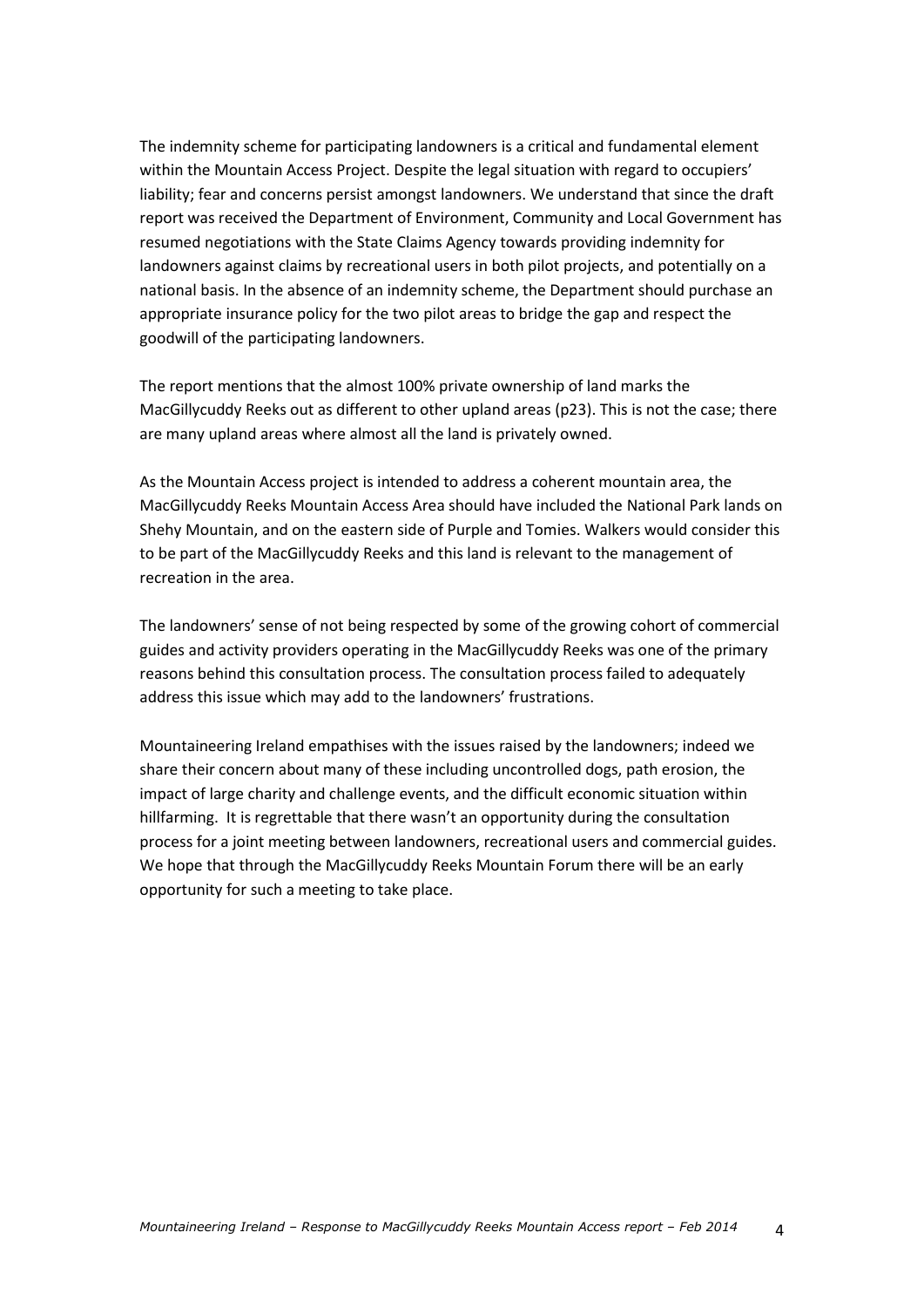The indemnity scheme for participating landowners is a critical and fundamental element within the Mountain Access Project. Despite the legal situation with regard to occupiers' liability; fear and concerns persist amongst landowners. We understand that since the draft report was received the Department of Environment, Community and Local Government has resumed negotiations with the State Claims Agency towards providing indemnity for landowners against claims by recreational users in both pilot projects, and potentially on a national basis. In the absence of an indemnity scheme, the Department should purchase an appropriate insurance policy for the two pilot areas to bridge the gap and respect the goodwill of the participating landowners.

The report mentions that the almost 100% private ownership of land marks the MacGillycuddy Reeks out as different to other upland areas (p23). This is not the case; there are many upland areas where almost all the land is privately owned.

As the Mountain Access project is intended to address a coherent mountain area, the MacGillycuddy Reeks Mountain Access Area should have included the National Park lands on Shehy Mountain, and on the eastern side of Purple and Tomies. Walkers would consider this to be part of the MacGillycuddy Reeks and this land is relevant to the management of recreation in the area.

The landowners' sense of not being respected by some of the growing cohort of commercial guides and activity providers operating in the MacGillycuddy Reeks was one of the primary reasons behind this consultation process. The consultation process failed to adequately address this issue which may add to the landowners' frustrations.

Mountaineering Ireland empathises with the issues raised by the landowners; indeed we share their concern about many of these including uncontrolled dogs, path erosion, the impact of large charity and challenge events, and the difficult economic situation within hillfarming. It is regrettable that there wasn't an opportunity during the consultation process for a joint meeting between landowners, recreational users and commercial guides. We hope that through the MacGillycuddy Reeks Mountain Forum there will be an early opportunity for such a meeting to take place.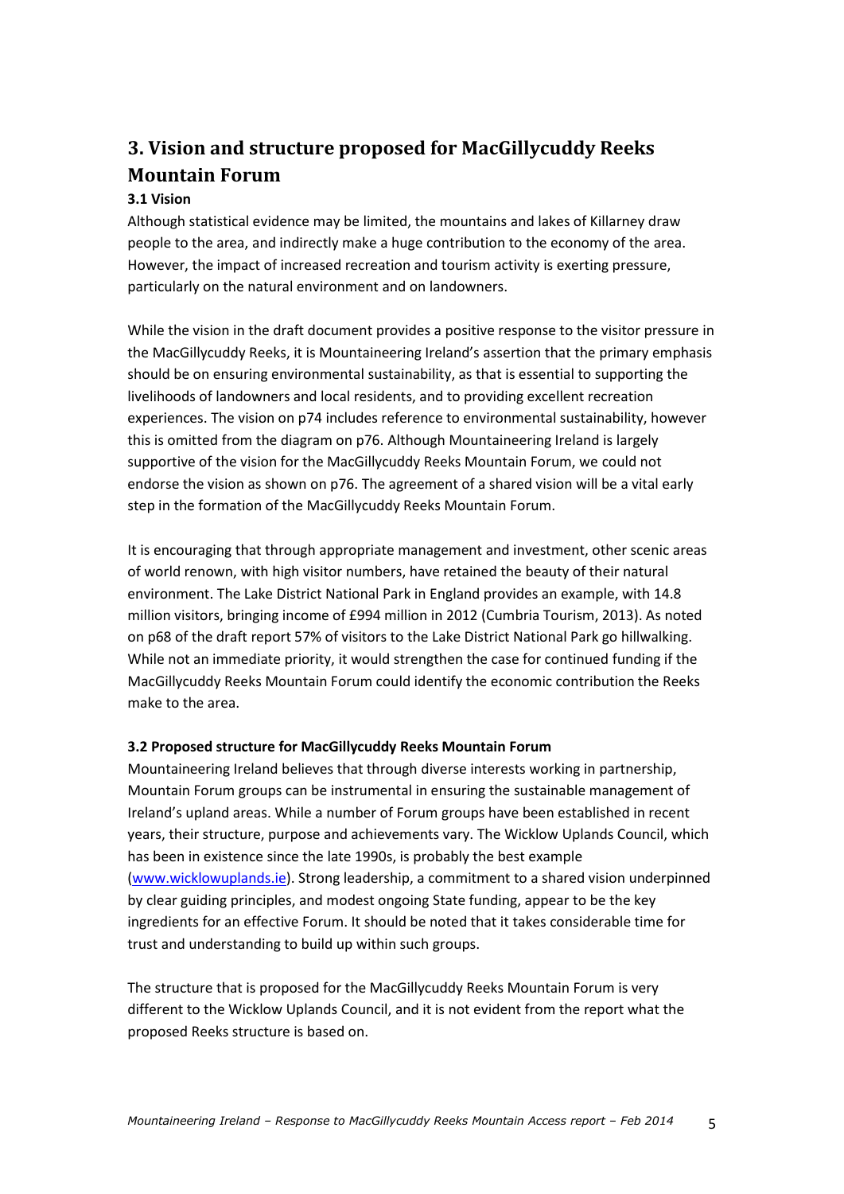## 3. Vision and structure proposed for MacGillycuddy Reeks Mountain Forum

### 3.1 Vision

Although statistical evidence may be limited, the mountains and lakes of Killarney draw people to the area, and indirectly make a huge contribution to the economy of the area. However, the impact of increased recreation and tourism activity is exerting pressure, particularly on the natural environment and on landowners.

While the vision in the draft document provides a positive response to the visitor pressure in the MacGillycuddy Reeks, it is Mountaineering Ireland's assertion that the primary emphasis should be on ensuring environmental sustainability, as that is essential to supporting the livelihoods of landowners and local residents, and to providing excellent recreation experiences. The vision on p74 includes reference to environmental sustainability, however this is omitted from the diagram on p76. Although Mountaineering Ireland is largely supportive of the vision for the MacGillycuddy Reeks Mountain Forum, we could not endorse the vision as shown on p76. The agreement of a shared vision will be a vital early step in the formation of the MacGillycuddy Reeks Mountain Forum.

It is encouraging that through appropriate management and investment, other scenic areas of world renown, with high visitor numbers, have retained the beauty of their natural environment. The Lake District National Park in England provides an example, with 14.8 million visitors, bringing income of £994 million in 2012 (Cumbria Tourism, 2013). As noted on p68 of the draft report 57% of visitors to the Lake District National Park go hillwalking. While not an immediate priority, it would strengthen the case for continued funding if the MacGillycuddy Reeks Mountain Forum could identify the economic contribution the Reeks make to the area.

### 3.2 Proposed structure for MacGillycuddy Reeks Mountain Forum

Mountaineering Ireland believes that through diverse interests working in partnership, Mountain Forum groups can be instrumental in ensuring the sustainable management of Ireland's upland areas. While a number of Forum groups have been established in recent years, their structure, purpose and achievements vary. The Wicklow Uplands Council, which has been in existence since the late 1990s, is probably the best example ([www.wicklowuplands.ie](http://www.wicklowuplands.ie)). Strong leadership, a commitment to a shared vision underpinned by clear guiding principles, and modest ongoing State funding, appear to be the key ingredients for an effective Forum. It should be noted that it takes considerable time for trust and understanding to build up within such groups.

The structure that is proposed for the MacGillycuddy Reeks Mountain Forum is very different to the Wicklow Uplands Council, and it is not evident from the report what the proposed Reeks structure is based on.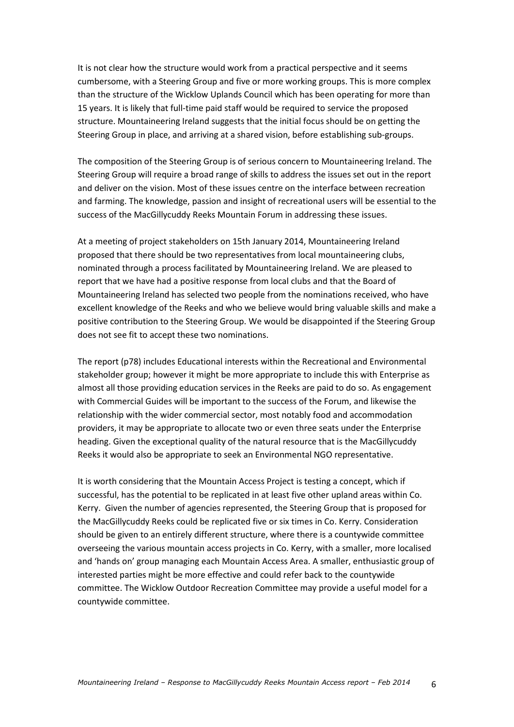It is not clear how the structure would work from a practical perspective and it seems cumbersome, with a Steering Group and five or more working groups. This is more complex than the structure of the Wicklow Uplands Council which has been operating for more than 15 years. It is likely that full-time paid staff would be required to service the proposed structure. Mountaineering Ireland suggests that the initial focus should be on getting the Steering Group in place, and arriving at a shared vision, before establishing sub-groups.

The composition of the Steering Group is of serious concern to Mountaineering Ireland. The Steering Group will require a broad range of skills to address the issues set out in the report and deliver on the vision. Most of these issues centre on the interface between recreation and farming. The knowledge, passion and insight of recreational users will be essential to the success of the MacGillycuddy Reeks Mountain Forum in addressing these issues.

At a meeting of project stakeholders on 15th January 2014, Mountaineering Ireland proposed that there should be two representatives from local mountaineering clubs, nominated through a process facilitated by Mountaineering Ireland. We are pleased to report that we have had a positive response from local clubs and that the Board of Mountaineering Ireland has selected two people from the nominations received, who have excellent knowledge of the Reeks and who we believe would bring valuable skills and make a positive contribution to the Steering Group. We would be disappointed if the Steering Group does not see fit to accept these two nominations.

The report (p78) includes Educational interests within the Recreational and Environmental stakeholder group; however it might be more appropriate to include this with Enterprise as almost all those providing education services in the Reeks are paid to do so. As engagement with Commercial Guides will be important to the success of the Forum, and likewise the relationship with the wider commercial sector, most notably food and accommodation providers, it may be appropriate to allocate two or even three seats under the Enterprise heading. Given the exceptional quality of the natural resource that is the MacGillycuddy Reeks it would also be appropriate to seek an Environmental NGO representative.

It is worth considering that the Mountain Access Project is testing a concept, which if successful, has the potential to be replicated in at least five other upland areas within Co. Kerry. Given the number of agencies represented, the Steering Group that is proposed for the MacGillycuddy Reeks could be replicated five or six times in Co. Kerry. Consideration should be given to an entirely different structure, where there is a countywide committee overseeing the various mountain access projects in Co. Kerry, with a smaller, more localised and 'hands on' group managing each Mountain Access Area. A smaller, enthusiastic group of interested parties might be more effective and could refer back to the countywide committee. The Wicklow Outdoor Recreation Committee may provide a useful model for a countywide committee.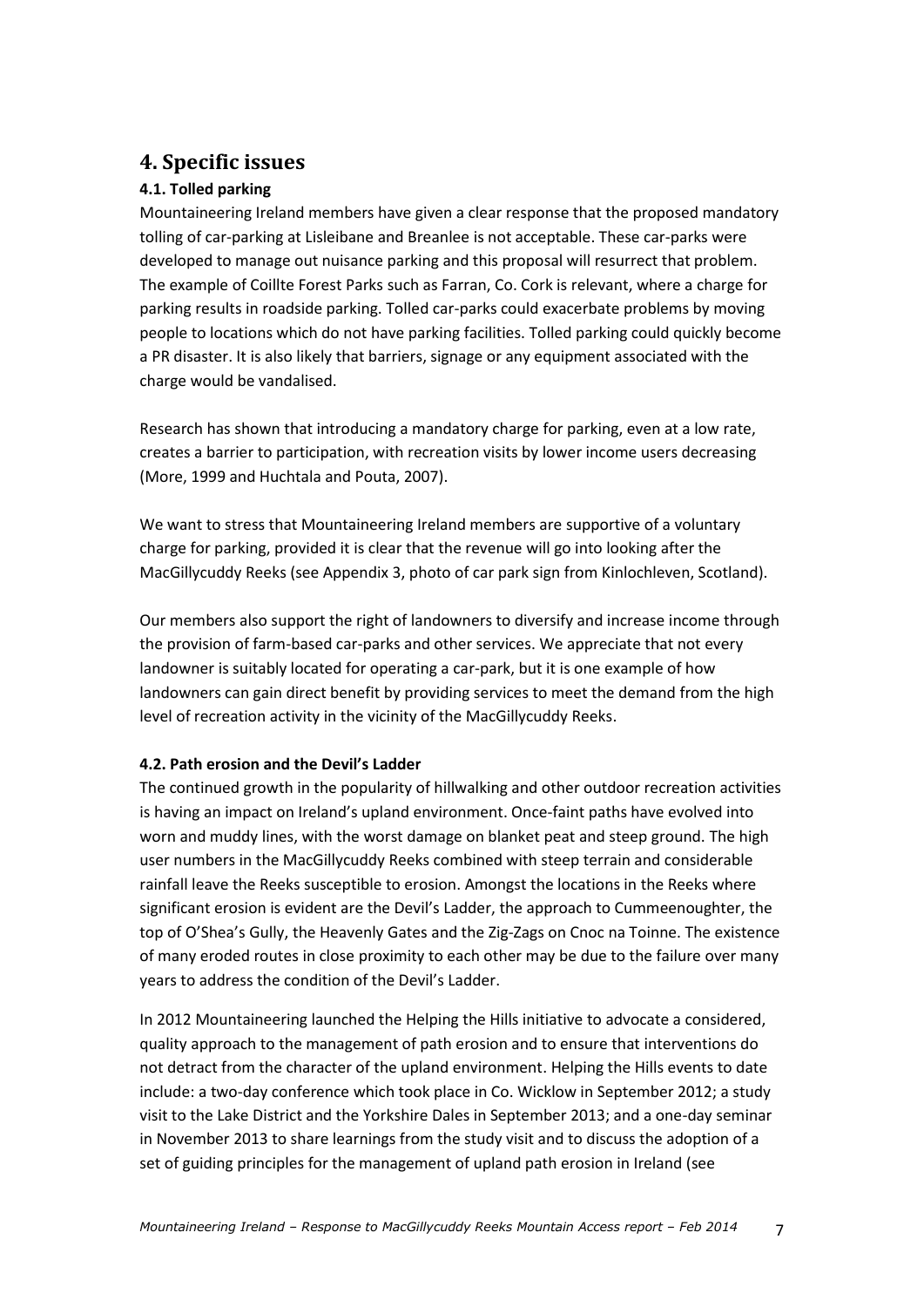## 4. Specific issues

### 4.1. Tolled parking

Mountaineering Ireland members have given a clear response that the proposed mandatory tolling of car-parking at Lisleibane and Breanlee is not acceptable. These car-parks were developed to manage out nuisance parking and this proposal will resurrect that problem. The example of Coillte Forest Parks such as Farran, Co. Cork is relevant, where a charge for parking results in roadside parking. Tolled car-parks could exacerbate problems by moving people to locations which do not have parking facilities. Tolled parking could quickly become a PR disaster. It is also likely that barriers, signage or any equipment associated with the charge would be vandalised.

Research has shown that introducing a mandatory charge for parking, even at a low rate, creates a barrier to participation, with recreation visits by lower income users decreasing (More, 1999 and Huchtala and Pouta, 2007).

We want to stress that Mountaineering Ireland members are supportive of a voluntary charge for parking, provided it is clear that the revenue will go into looking after the MacGillycuddy Reeks (see Appendix 3, photo of car park sign from Kinlochleven, Scotland).

Our members also support the right of landowners to diversify and increase income through the provision of farm-based car-parks and other services. We appreciate that not every landowner is suitably located for operating a car-park, but it is one example of how landowners can gain direct benefit by providing services to meet the demand from the high level of recreation activity in the vicinity of the MacGillycuddy Reeks.

### 4.2. Path erosion and the Devil's Ladder

The continued growth in the popularity of hillwalking and other outdoor recreation activities is having an impact on Ireland's upland environment. Once-faint paths have evolved into worn and muddy lines, with the worst damage on blanket peat and steep ground. The high user numbers in the MacGillycuddy Reeks combined with steep terrain and considerable rainfall leave the Reeks susceptible to erosion. Amongst the locations in the Reeks where significant erosion is evident are the Devil's Ladder, the approach to Cummeenoughter, the top of O'Shea's Gully, the Heavenly Gates and the Zig-Zags on Cnoc na Toinne. The existence of many eroded routes in close proximity to each other may be due to the failure over many years to address the condition of the Devil's Ladder.

In 2012 Mountaineering launched the Helping the Hills initiative to advocate a considered, quality approach to the management of path erosion and to ensure that interventions do not detract from the character of the upland environment. Helping the Hills events to date include: a two-day conference which took place in Co. Wicklow in September 2012; a study visit to the Lake District and the Yorkshire Dales in September 2013; and a one-day seminar in November 2013 to share learnings from the study visit and to discuss the adoption of a set of guiding principles for the management of upland path erosion in Ireland (see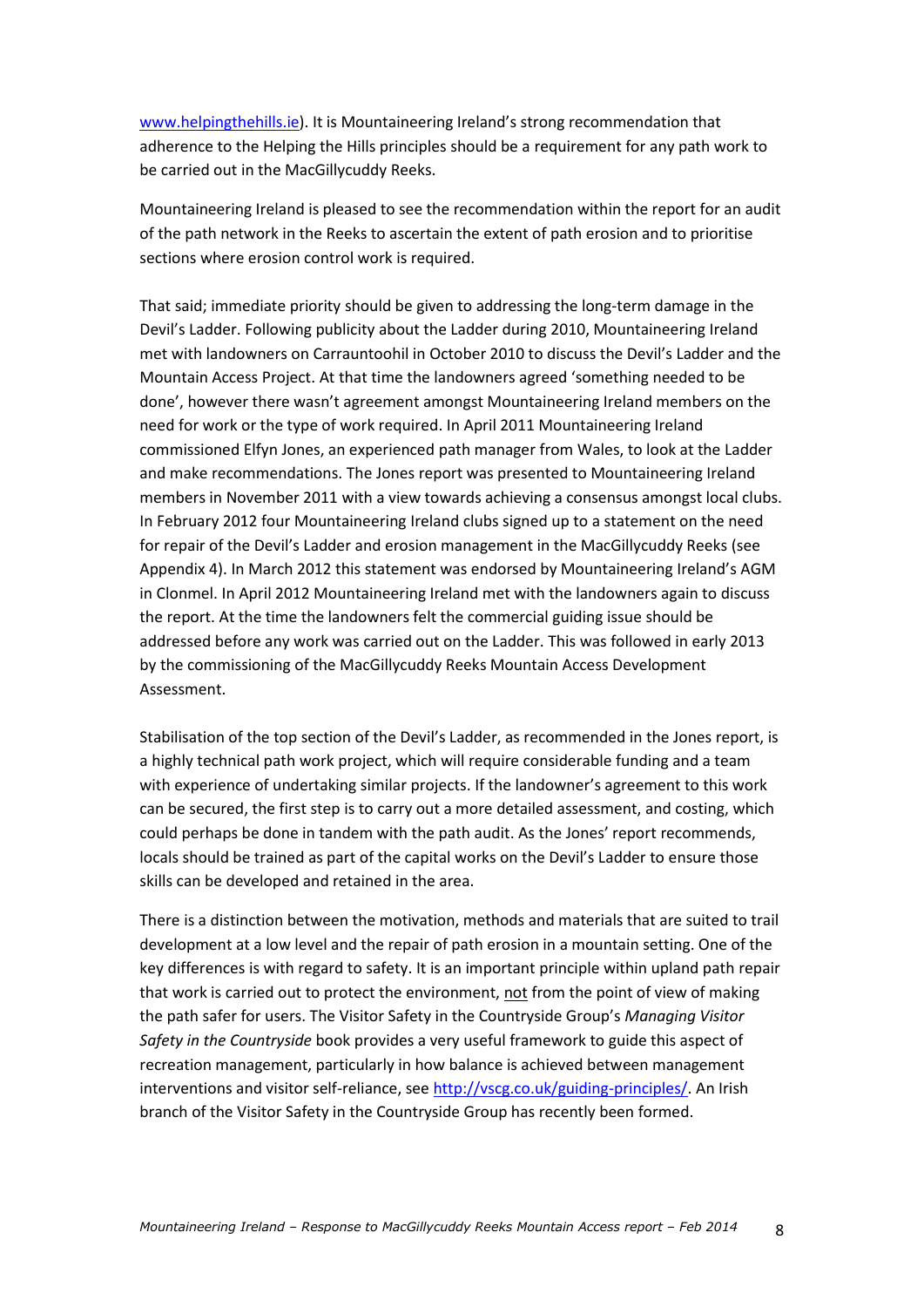www.helpingthehills.ie). It is Mountaineering Ireland's strong recommendation that adherence to the Helping the Hills principles should be a requirement for any path work to be carried out in the MacGillycuddy Reeks.

Mountaineering Ireland is pleased to see the recommendation within the report for an audit of the path network in the Reeks to ascertain the extent of path erosion and to prioritise sections where erosion control work is required.

That said; immediate priority should be given to addressing the long-term damage in the Devil's Ladder. Following publicity about the Ladder during 2010, Mountaineering Ireland met with landowners on Carrauntoohil in October 2010 to discuss the Devil's Ladder and the Mountain Access Project. At that time the landowners agreed 'something needed to be done', however there wasn't agreement amongst Mountaineering Ireland members on the need for work or the type of work required. In April 2011 Mountaineering Ireland commissioned Elfyn Jones, an experienced path manager from Wales, to look at the Ladder and make recommendations. The Jones report was presented to Mountaineering Ireland members in November 2011 with a view towards achieving a consensus amongst local clubs. In February 2012 four Mountaineering Ireland clubs signed up to a statement on the need for repair of the Devil's Ladder and erosion management in the MacGillycuddy Reeks (see Appendix 4). In March 2012 this statement was endorsed by Mountaineering Ireland's AGM in Clonmel. In April 2012 Mountaineering Ireland met with the landowners again to discuss the report. At the time the landowners felt the commercial guiding issue should be addressed before any work was carried out on the Ladder. This was followed in early 2013 by the commissioning of the MacGillycuddy Reeks Mountain Access Development Assessment.

Stabilisation of the top section of the Devil's Ladder, as recommended in the Jones report, is a highly technical path work project, which will require considerable funding and a team with experience of undertaking similar projects. If the landowner's agreement to this work can be secured, the first step is to carry out a more detailed assessment, and costing, which could perhaps be done in tandem with the path audit. As the Jones' report recommends, locals should be trained as part of the capital works on the Devil's Ladder to ensure those skills can be developed and retained in the area.

There is a distinction between the motivation, methods and materials that are suited to trail development at a low level and the repair of path erosion in a mountain setting. One of the key differences is with regard to safety. It is an important principle within upland path repair that work is carried out to protect the environment, not from the point of view of making the path safer for users. The Visitor Safety in the Countryside Group's *Managing Visitor Safety in the Countryside* book provides a very useful framework to guide this aspect of recreation management, particularly in how balance is achieved between management interventions and visitor self-reliance, see http://vscg.co.uk/guiding-principles/. An Irish branch of the Visitor Safety in the Countryside Group has recently been formed.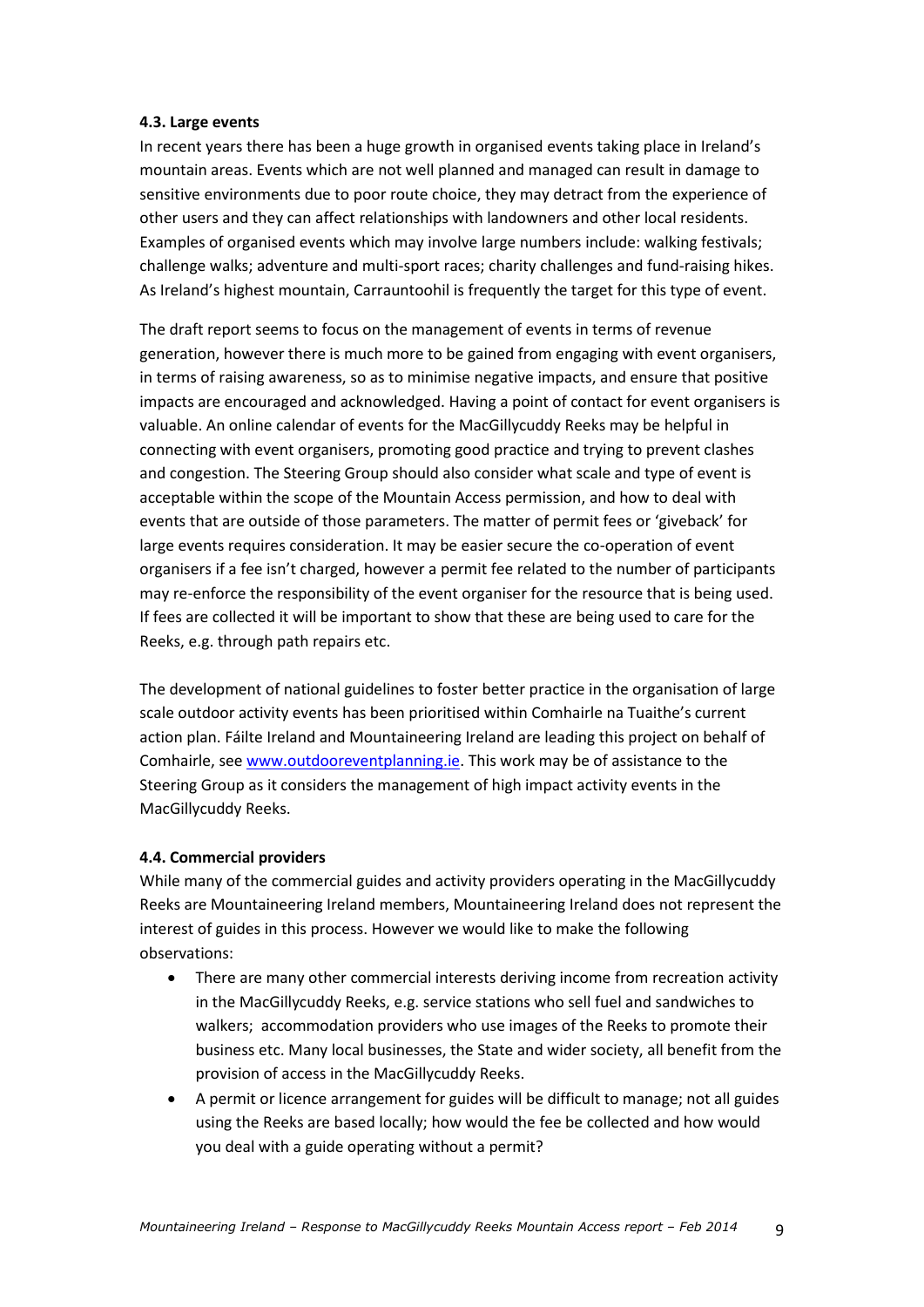**4.3. Large events**

In recent years there has been a huge growth in organised events taking place in Ireland's mountain areas. Events which are not well planned and managed can result in damage to sensitive environments due to poor route choice, they may detract from the experience of other users and they can affect relationships with landowners and other local residents. Examples of organised events which may involve large numbers include: walking festivals; challenge walks; adventure and multi-sport races; charity challenges and fund-raising hikes. As Ireland's highest mountain, Carrauntoohil is frequently the target for this type of event.

The draft report seems to focus on the management of events in terms of revenue generation, however there is much more to be gained from engaging with event organisers, in terms of raising awareness, so as to minimise negative impacts, and ensure that positive impacts are encouraged and acknowledged. Having a point of contact for event organisers is valuable. An online calendar of events for the MacGillycuddy Reeks may be helpful in connecting with event organisers, promoting good practice and trying to prevent clashes and congestion. The Steering Group should also consider what scale and type of event is acceptable within the scope of the Mountain Access permission, and how to deal with events that are outside of those parameters. The matter of permit fees or 'giveback' for large events requires consideration. It may be easier secure the co-operation of event organisers if a fee isn't charged, however a permit fee related to the number of participants may re-enforce the responsibility of the event organiser for the resource that is being used. If fees are collected it will be important to show that these are being used to care for the Reeks, e.g. through path repairs etc.

The development of national guidelines to foster better practice in the organisation of large scale outdoor activity events has been prioritised within Comhairle na Tuaithe's current action plan. Fáilte Ireland and Mountaineering Ireland are leading this project on behalf of Comhairle, see www.outdooreventplanning.ie. This work may be of assistance to the Steering Group as it considers the management of high impact activity events in the MacGillycuddy Reeks.

**4.4. Commercial providers**

While many of the commercial guides and activity providers operating in the MacGillycuddy Reeks are Mountaineering Ireland members, Mountaineering Ireland does not represent the interest of guides in this process. However we would like to make the following observations:

- There are many other commercial interests deriving income from recreation activity in the MacGillycuddy Reeks, e.g. service stations who sell fuel and sandwiches to walkers; accommodation providers who use images of the Reeks to promote their business etc. Many local businesses, the State and wider society, all benefit from the provision of access in the MacGillycuddy Reeks.
- A permit or licence arrangement for guides will be difficult to manage; not all guides using the Reeks are based locally; how would the fee be collected and how would you deal with a guide operating without a permit?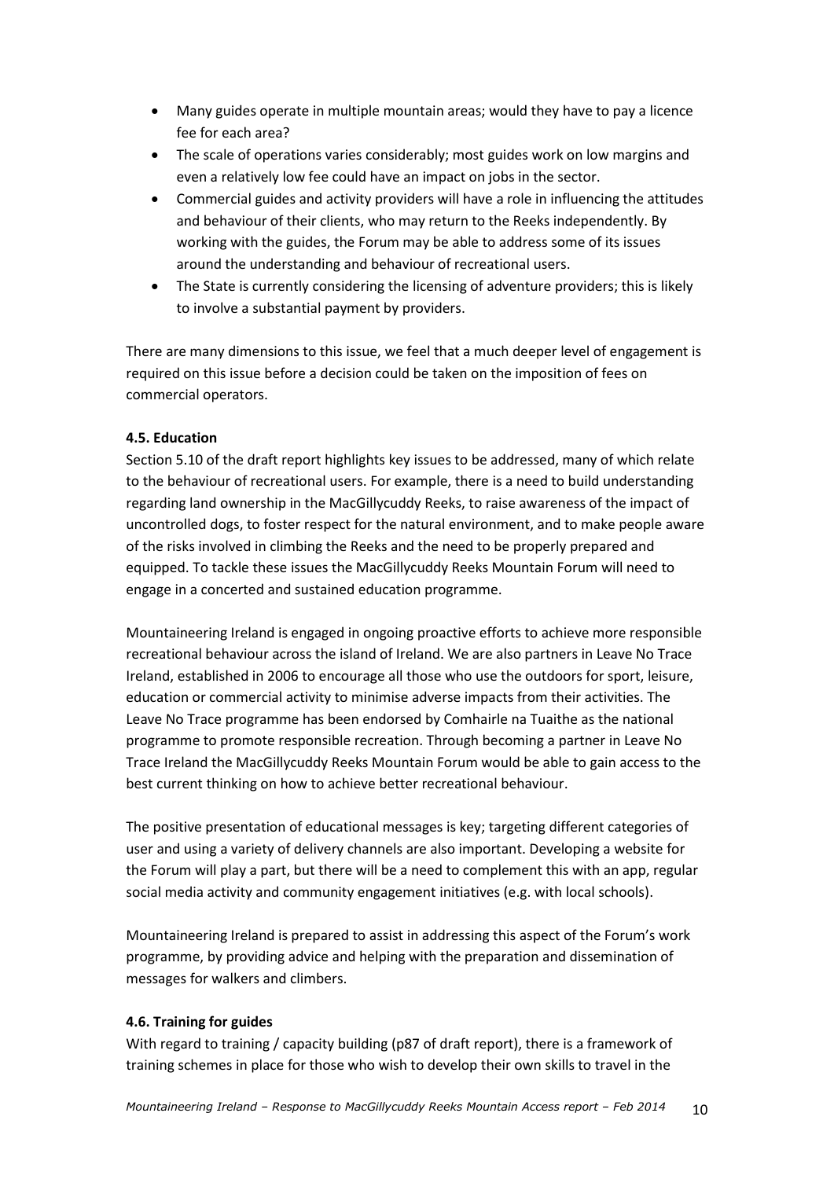- Many guides operate in multiple mountain areas; would they have to pay a licence fee for each area?
- The scale of operations varies considerably; most guides work on low margins and even a relatively low fee could have an impact on jobs in the sector.
- Commercial guides and activity providers will have a role in influencing the attitudes and behaviour of their clients, who may return to the Reeks independently. By working with the guides, the Forum may be able to address some of its issues around the understanding and behaviour of recreational users.
- The State is currently considering the licensing of adventure providers; this is likely to involve a substantial payment by providers.

There are many dimensions to this issue, we feel that a much deeper level of engagement is required on this issue before a decision could be taken on the imposition of fees on commercial operators.

**4.5. Education**

Section 5.10 of the draft report highlights key issues to be addressed, many of which relate to the behaviour of recreational users. For example, there is a need to build understanding regarding land ownership in the MacGillycuddy Reeks, to raise awareness of the impact of uncontrolled dogs, to foster respect for the natural environment, and to make people aware of the risks involved in climbing the Reeks and the need to be properly prepared and equipped. To tackle these issues the MacGillycuddy Reeks Mountain Forum will need to engage in a concerted and sustained education programme.

Mountaineering Ireland is engaged in ongoing proactive efforts to achieve more responsible recreational behaviour across the island of Ireland. We are also partners in Leave No Trace Ireland, established in 2006 to encourage all those who use the outdoors for sport, leisure, education or commercial activity to minimise adverse impacts from their activities. The Leave No Trace programme has been endorsed by Comhairle na Tuaithe as the national programme to promote responsible recreation. Through becoming a partner in Leave No Trace Ireland the MacGillycuddy Reeks Mountain Forum would be able to gain access to the best current thinking on how to achieve better recreational behaviour.

The positive presentation of educational messages is key; targeting different categories of user and using a variety of delivery channels are also important. Developing a website for the Forum will play a part, but there will be a need to complement this with an app, regular social media activity and community engagement initiatives (e.g. with local schools).

Mountaineering Ireland is prepared to assist in addressing this aspect of the Forum's work programme, by providing advice and helping with the preparation and dissemination of messages for walkers and climbers.

**4.6. Training for guides**

With regard to training / capacity building (p87 of draft report), there is a framework of training schemes in place for those who wish to develop their own skills to travel in the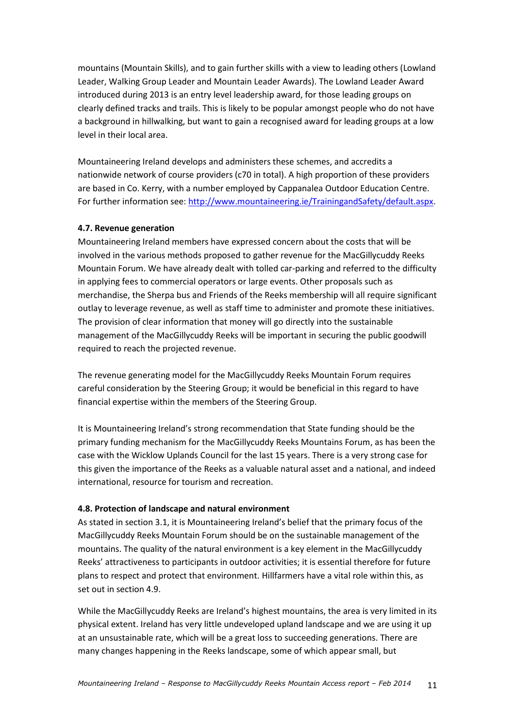mountains (Mountain Skills), and to gain further skills with a view to leading others (Lowland Leader, Walking Group Leader and Mountain Leader Awards). The Lowland Leader Award introduced during 2013 is an entry level leadership award, for those leading groups on clearly defined tracks and trails. This is likely to be popular amongst people who do not have a background in hillwalking, but want to gain a recognised award for leading groups at a low level in their local area.

Mountaineering Ireland develops and administers these schemes, and accredits a nationwide network of course providers (c70 in total). A high proportion of these providers are based in Co. Kerry, with a number employed by Cappanalea Outdoor Education Centre. For further information see: [http://www.mountaineering.ie/TrainingandSafety/default.aspx](http://www.mountaineering.ie/TrainingandSafety/default.aspx).

**4.7. Revenue generation**

Mountaineering Ireland members have expressed concern about the costs that will be involved in the various methods proposed to gather revenue for the MacGillycuddy Reeks Mountain Forum. We have already dealt with tolled car-parking and referred to the difficulty in applying fees to commercial operators or large events. Other proposals such as merchandise, the Sherpa bus and Friends of the Reeks membership will all require significant outlay to leverage revenue, as well as staff time to administer and promote these initiatives. The provision of clear information that money will go directly into the sustainable management of the MacGillycuddy Reeks will be important in securing the public goodwill required to reach the projected revenue.

The revenue generating model for the MacGillycuddy Reeks Mountain Forum requires careful consideration by the Steering Group; it would be beneficial in this regard to have financial expertise within the members of the Steering Group.

It is Mountaineering Ireland's strong recommendation that State funding should be the primary funding mechanism for the MacGillycuddy Reeks Mountains Forum, as has been the case with the Wicklow Uplands Council for the last 15 years. There is a very strong case for this given the importance of the Reeks as a valuable natural asset and a national, and indeed international, resource for tourism and recreation.

**4.8. Protection of landscape and natural environment**

As stated in section 3.1, it is Mountaineering Ireland's belief that the primary focus of the MacGillycuddy Reeks Mountain Forum should be on the sustainable management of the mountains. The quality of the natural environment is a key element in the MacGillycuddy Reeks' attractiveness to participants in outdoor activities; it is essential therefore for future plans to respect and protect that environment. Hillfarmers have a vital role within this, as set out in section 4.9.

While the MacGillycuddy Reeks are Ireland's highest mountains, the area is very limited in its physical extent. Ireland has very little undeveloped upland landscape and we are using it up at an unsustainable rate, which will be a great loss to succeeding generations. There are many changes happening in the Reeks landscape, some of which appear small, but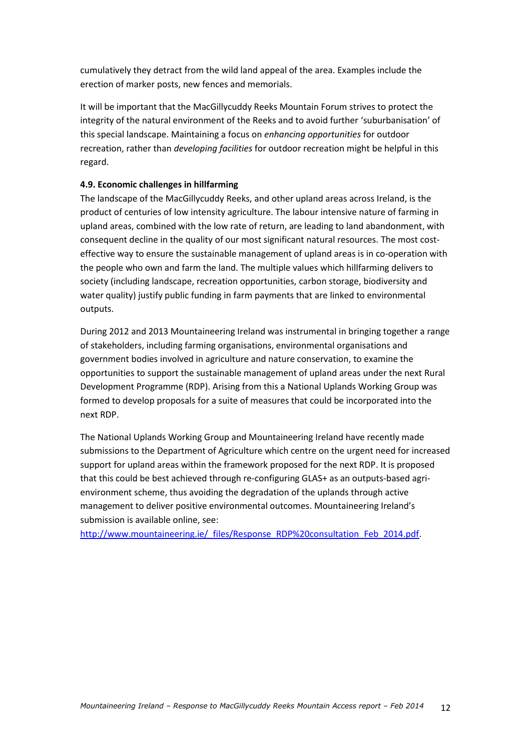cumulatively they detract from the wild land appeal of the area. Examples include the erection of marker posts, new fences and memorials.

It will be important that the MacGillycuddy Reeks Mountain Forum strives to protect the integrity of the natural environment of the Reeks and to avoid further 'suburbanisation' of this special landscape. Maintaining a focus on *enhancing opportunities* for outdoor recreation, rather than *developing facilities* for outdoor recreation might be helpful in this regard.

**4.9. Economic challenges in hillfarming**

The landscape of the MacGillycuddy Reeks, and other upland areas across Ireland, is the product of centuries of low intensity agriculture. The labour intensive nature of farming in upland areas, combined with the low rate of return, are leading to land abandonment, with consequent decline in the quality of our most significant natural resources. The most cost-effective way to ensure the sustainable management of upland areas is in co-operation with the people who own and farm the land. The multiple values which hillfarming delivers to society (including landscape, recreation opportunities, carbon storage, biodiversity and water quality) justify public funding in farm payments that are linked to environmental outputs.

During 2012 and 2013 Mountaineering Ireland was instrumental in bringing together a range of stakeholders, including farming organisations, environmental organisations and government bodies involved in agriculture and nature conservation, to examine the opportunities to support the sustainable management of upland areas under the next Rural Development Programme (RDP). Arising from this a National Uplands Working Group was formed to develop proposals for a suite of measures that could be incorporated into the next RDP.

The National Uplands Working Group and Mountaineering Ireland have recently made submissions to the Department of Agriculture which centre on the urgent need for increased support for upland areas within the framework proposed for the next RDP. It is proposed that this could be best achieved through re-configuring GLAS+ as an outputs-based agri-environment scheme, thus avoiding the degradation of the uplands through active management to deliver positive environmental outcomes. Mountaineering Ireland's submission is available online, see:
http://www.mountaineering.ie/_files/Response_RDP%20consultation_Feb_2014.pdf.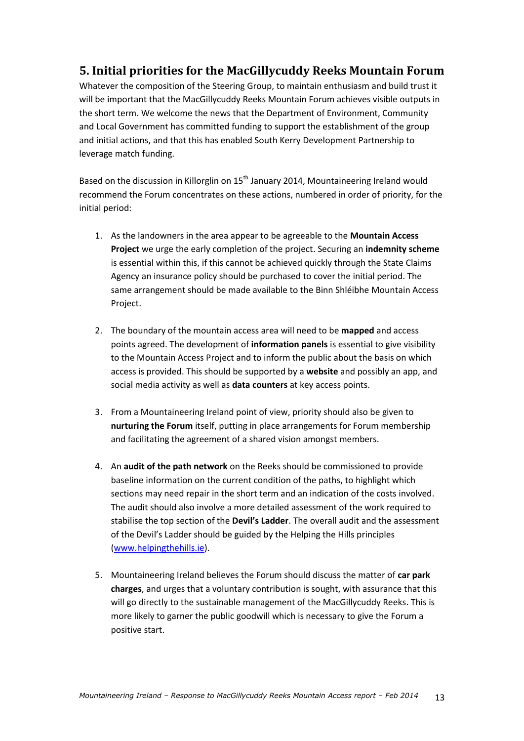## 5. Initial priorities for the MacGillycuddy Reeks Mountain Forum

Whatever the composition of the Steering Group, to maintain enthusiasm and build trust it will be important that the MacGillycuddy Reeks Mountain Forum achieves visible outputs in the short term. We welcome the news that the Department of Environment, Community and Local Government has committed funding to support the establishment of the group and initial actions, and that this has enabled South Kerry Development Partnership to leverage match funding.

Based on the discussion in Killorglin on 15th January 2014, Mountaineering Ireland would recommend the Forum concentrates on these actions, numbered in order of priority, for the initial period:

1. As the landowners in the area appear to be agreeable to the **Mountain Access Project** we urge the early completion of the project. Securing an **indemnity scheme** is essential within this, if this cannot be achieved quickly through the State Claims Agency an insurance policy should be purchased to cover the initial period. The same arrangement should be made available to the Binn Shléibhe Mountain Access Project.

2. The boundary of the mountain access area will need to be **mapped** and access points agreed. The development of **information panels** is essential to give visibility to the Mountain Access Project and to inform the public about the basis on which access is provided. This should be supported by a **website** and possibly an app, and social media activity as well as **data counters** at key access points.

3. From a Mountaineering Ireland point of view, priority should also be given to **nurturing the Forum** itself, putting in place arrangements for Forum membership and facilitating the agreement of a shared vision amongst members.

4. An **audit of the path network** on the Reeks should be commissioned to provide baseline information on the current condition of the paths, to highlight which sections may need repair in the short term and an indication of the costs involved. The audit should also involve a more detailed assessment of the work required to stabilise the top section of the **Devil's Ladder**. The overall audit and the assessment of the Devil's Ladder should be guided by the Helping the Hills principles (www.helpingthehills.ie).

5. Mountaineering Ireland believes the Forum should discuss the matter of **car park charges**, and urges that a voluntary contribution is sought, with assurance that this will go directly to the sustainable management of the MacGillycuddy Reeks. This is more likely to garner the public goodwill which is necessary to give the Forum a positive start.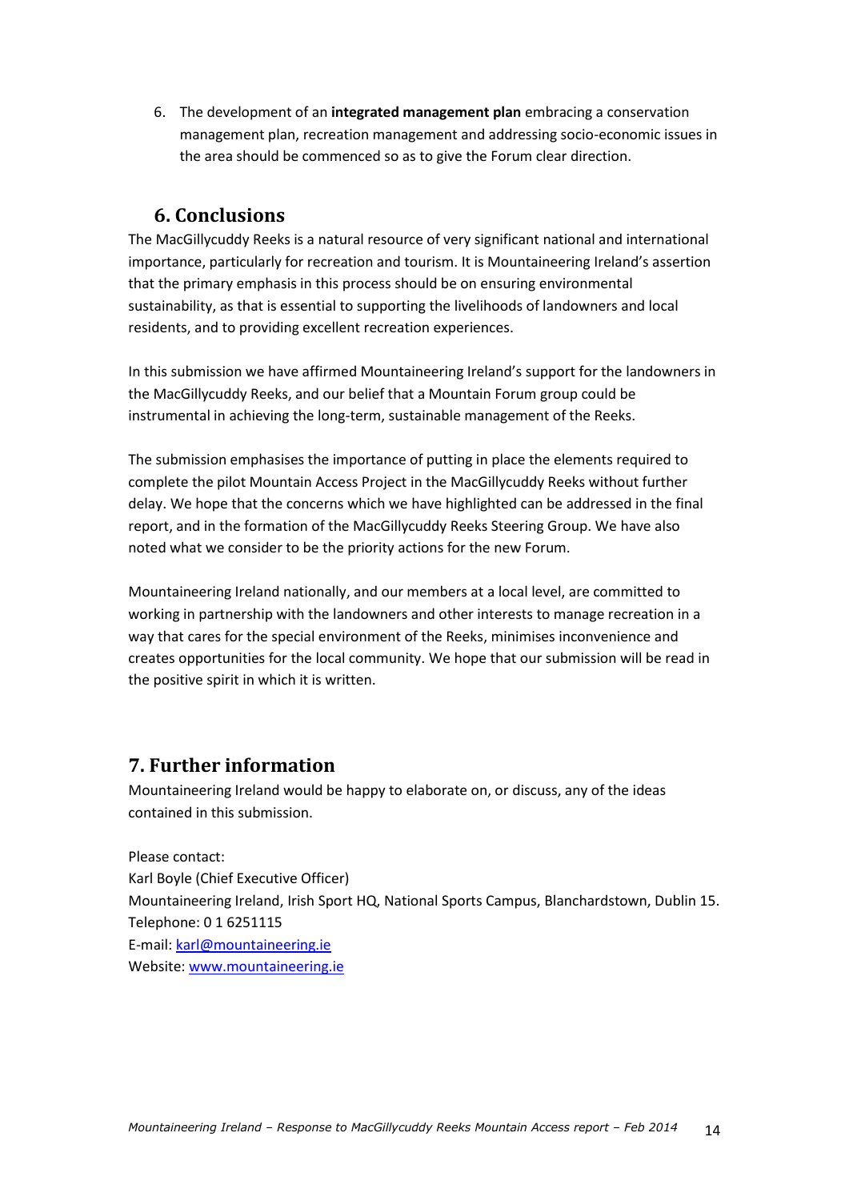6. The development of an **integrated management plan** embracing a conservation management plan, recreation management and addressing socio-economic issues in the area should be commenced so as to give the Forum clear direction.

## 6. Conclusions

The MacGillycuddy Reeks is a natural resource of very significant national and international importance, particularly for recreation and tourism. It is Mountaineering Ireland's assertion that the primary emphasis in this process should be on ensuring environmental sustainability, as that is essential to supporting the livelihoods of landowners and local residents, and to providing excellent recreation experiences.

In this submission we have affirmed Mountaineering Ireland's support for the landowners in the MacGillycuddy Reeks, and our belief that a Mountain Forum group could be instrumental in achieving the long-term, sustainable management of the Reeks.

The submission emphasises the importance of putting in place the elements required to complete the pilot Mountain Access Project in the MacGillycuddy Reeks without further delay. We hope that the concerns which we have highlighted can be addressed in the final report, and in the formation of the MacGillycuddy Reeks Steering Group. We have also noted what we consider to be the priority actions for the new Forum.

Mountaineering Ireland nationally, and our members at a local level, are committed to working in partnership with the landowners and other interests to manage recreation in a way that cares for the special environment of the Reeks, minimises inconvenience and creates opportunities for the local community. We hope that our submission will be read in the positive spirit in which it is written.

## 7. Further information

Mountaineering Ireland would be happy to elaborate on, or discuss, any of the ideas contained in this submission.

Please contact:
Karl Boyle (Chief Executive Officer)
Mountaineering Ireland, Irish Sport HQ, National Sports Campus, Blanchardstown, Dublin 15.
Telephone: 0 1 6251115
E-mail: karl@mountaineering.ie
Website: www.mountaineering.ie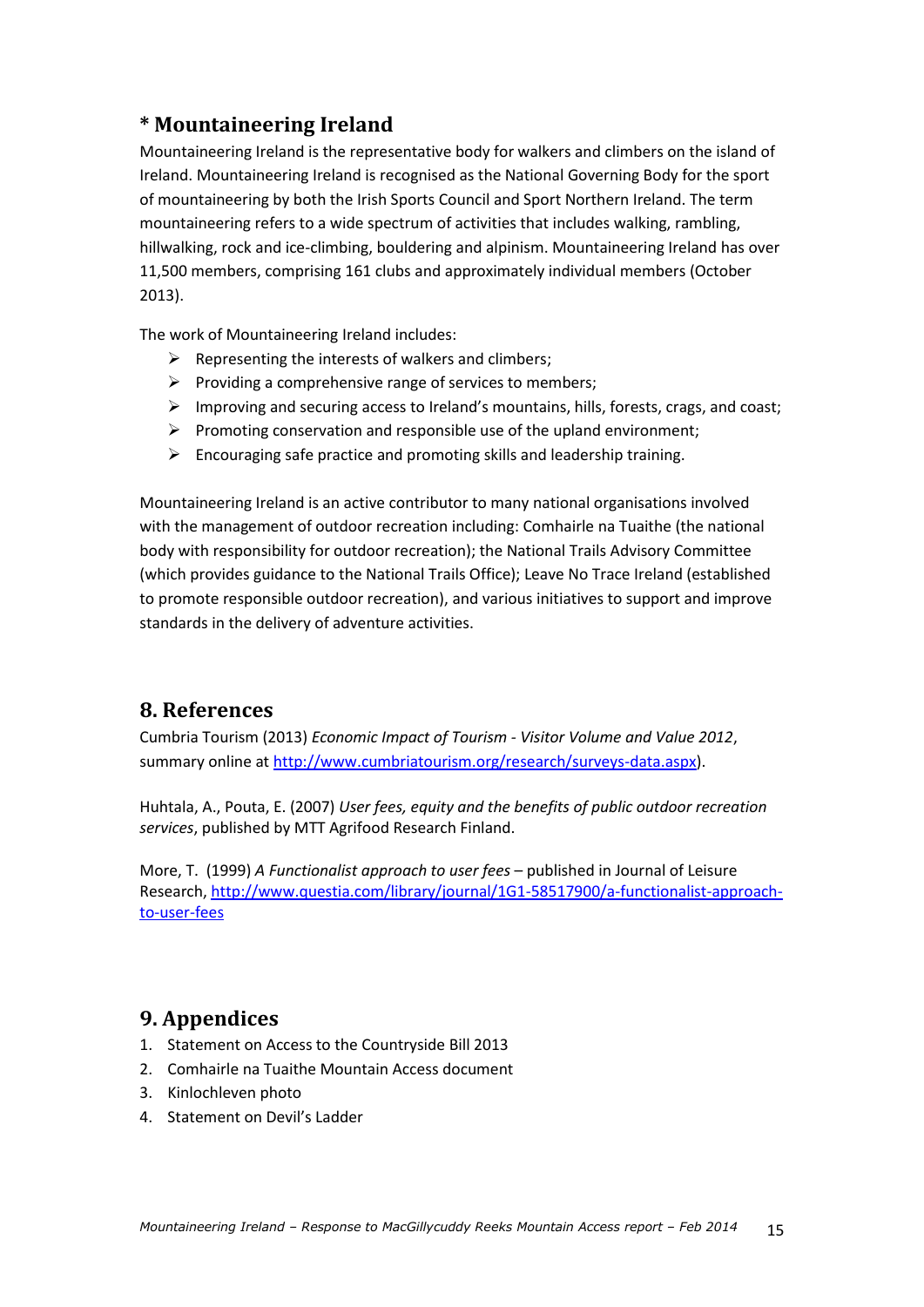## * Mountaineering Ireland

Mountaineering Ireland is the representative body for walkers and climbers on the island of Ireland. Mountaineering Ireland is recognised as the National Governing Body for the sport of mountaineering by both the Irish Sports Council and Sport Northern Ireland. The term mountaineering refers to a wide spectrum of activities that includes walking, rambling, hillwalking, rock and ice-climbing, bouldering and alpinism. Mountaineering Ireland has over 11,500 members, comprising 161 clubs and approximately individual members (October 2013).

The work of Mountaineering Ireland includes:

- Representing the interests of walkers and climbers;
- Providing a comprehensive range of services to members;
- Improving and securing access to Ireland's mountains, hills, forests, crags, and coast;
- Promoting conservation and responsible use of the upland environment;
- Encouraging safe practice and promoting skills and leadership training.

Mountaineering Ireland is an active contributor to many national organisations involved with the management of outdoor recreation including: Comhairle na Tuaithe (the national body with responsibility for outdoor recreation); the National Trails Advisory Committee (which provides guidance to the National Trails Office); Leave No Trace Ireland (established to promote responsible outdoor recreation), and various initiatives to support and improve standards in the delivery of adventure activities.

## 8. References

Cumbria Tourism (2013) *Economic Impact of Tourism - Visitor Volume and Value 2012*, summary online at http://www.cumbriatourism.org/research/surveys-data.aspx).

Huhtala, A., Pouta, E. (2007) *User fees, equity and the benefits of public outdoor recreation services*, published by MTT Agrifood Research Finland.

More, T. (1999) *A Functionalist approach to user fees* – published in Journal of Leisure Research, http://www.questia.com/library/journal/1G1-58517900/a-functionalist-approach-to-user-fees

## 9. Appendices

1. Statement on Access to the Countryside Bill 2013
2. Comhairle na Tuaithe Mountain Access document
3. Kinlochleven photo
4. Statement on Devil's Ladder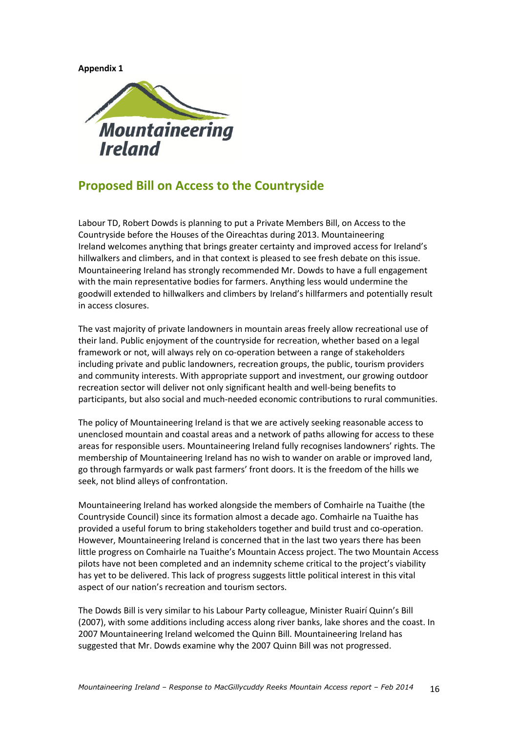**Appendix 1**

Mountaineering Ireland

## Proposed Bill on Access to the Countryside

Labour TD, Robert Dowds is planning to put a Private Members Bill, on Access to the Countryside before the Houses of the Oireachtas during 2013. Mountaineering Ireland welcomes anything that brings greater certainty and improved access for Ireland's hillwalkers and climbers, and in that context is pleased to see fresh debate on this issue. Mountaineering Ireland has strongly recommended Mr. Dowds to have a full engagement with the main representative bodies for farmers. Anything less would undermine the goodwill extended to hillwalkers and climbers by Ireland's hillfarmers and potentially result in access closures.

The vast majority of private landowners in mountain areas freely allow recreational use of their land. Public enjoyment of the countryside for recreation, whether based on a legal framework or not, will always rely on co-operation between a range of stakeholders including private and public landowners, recreation groups, the public, tourism providers and community interests. With appropriate support and investment, our growing outdoor recreation sector will deliver not only significant health and well-being benefits to participants, but also social and much-needed economic contributions to rural communities.

The policy of Mountaineering Ireland is that we are actively seeking reasonable access to unenclosed mountain and coastal areas and a network of paths allowing for access to these areas for responsible users. Mountaineering Ireland fully recognises landowners' rights. The membership of Mountaineering Ireland has no wish to wander on arable or improved land, go through farmyards or walk past farmers' front doors. It is the freedom of the hills we seek, not blind alleys of confrontation.

Mountaineering Ireland has worked alongside the members of Comhairle na Tuaithe (the Countryside Council) since its formation almost a decade ago. Comhairle na Tuaithe has provided a useful forum to bring stakeholders together and build trust and co-operation. However, Mountaineering Ireland is concerned that in the last two years there has been little progress on Comhairle na Tuaithe's Mountain Access project. The two Mountain Access pilots have not been completed and an indemnity scheme critical to the project's viability has yet to be delivered. This lack of progress suggests little political interest in this vital aspect of our nation's recreation and tourism sectors.

The Dowds Bill is very similar to his Labour Party colleague, Minister Ruairí Quinn's Bill (2007), with some additions including access along river banks, lake shores and the coast. In 2007 Mountaineering Ireland welcomed the Quinn Bill. Mountaineering Ireland has suggested that Mr. Dowds examine why the 2007 Quinn Bill was not progressed.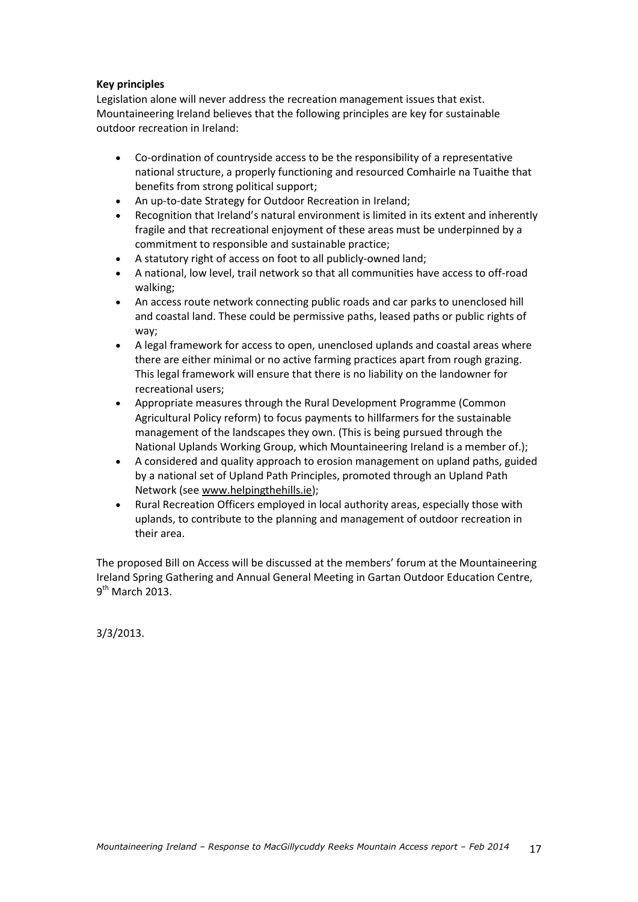**Key principles**

Legislation alone will never address the recreation management issues that exist. Mountaineering Ireland believes that the following principles are key for sustainable outdoor recreation in Ireland:

- Co-ordination of countryside access to be the responsibility of a representative national structure, a properly functioning and resourced Comhairle na Tuaithe that benefits from strong political support;
- An up-to-date Strategy for Outdoor Recreation in Ireland;
- Recognition that Ireland's natural environment is limited in its extent and inherently fragile and that recreational enjoyment of these areas must be underpinned by a commitment to responsible and sustainable practice;
- A statutory right of access on foot to all publicly-owned land;
- A national, low level, trail network so that all communities have access to off-road walking;
- An access route network connecting public roads and car parks to unenclosed hill and coastal land. These could be permissive paths, leased paths or public rights of way;
- A legal framework for access to open, unenclosed uplands and coastal areas where there are either minimal or no active farming practices apart from rough grazing. This legal framework will ensure that there is no liability on the landowner for recreational users;
- Appropriate measures through the Rural Development Programme (Common Agricultural Policy reform) to focus payments to hillfarmers for the sustainable management of the landscapes they own. (This is being pursued through the National Uplands Working Group, which Mountaineering Ireland is a member of.);
- A considered and quality approach to erosion management on upland paths, guided by a national set of Upland Path Principles, promoted through an Upland Path Network (see www.helpingthehills.ie);
- Rural Recreation Officers employed in local authority areas, especially those with uplands, to contribute to the planning and management of outdoor recreation in their area.

The proposed Bill on Access will be discussed at the members' forum at the Mountaineering Ireland Spring Gathering and Annual General Meeting in Gartan Outdoor Education Centre, 9th March 2013.

3/3/2013.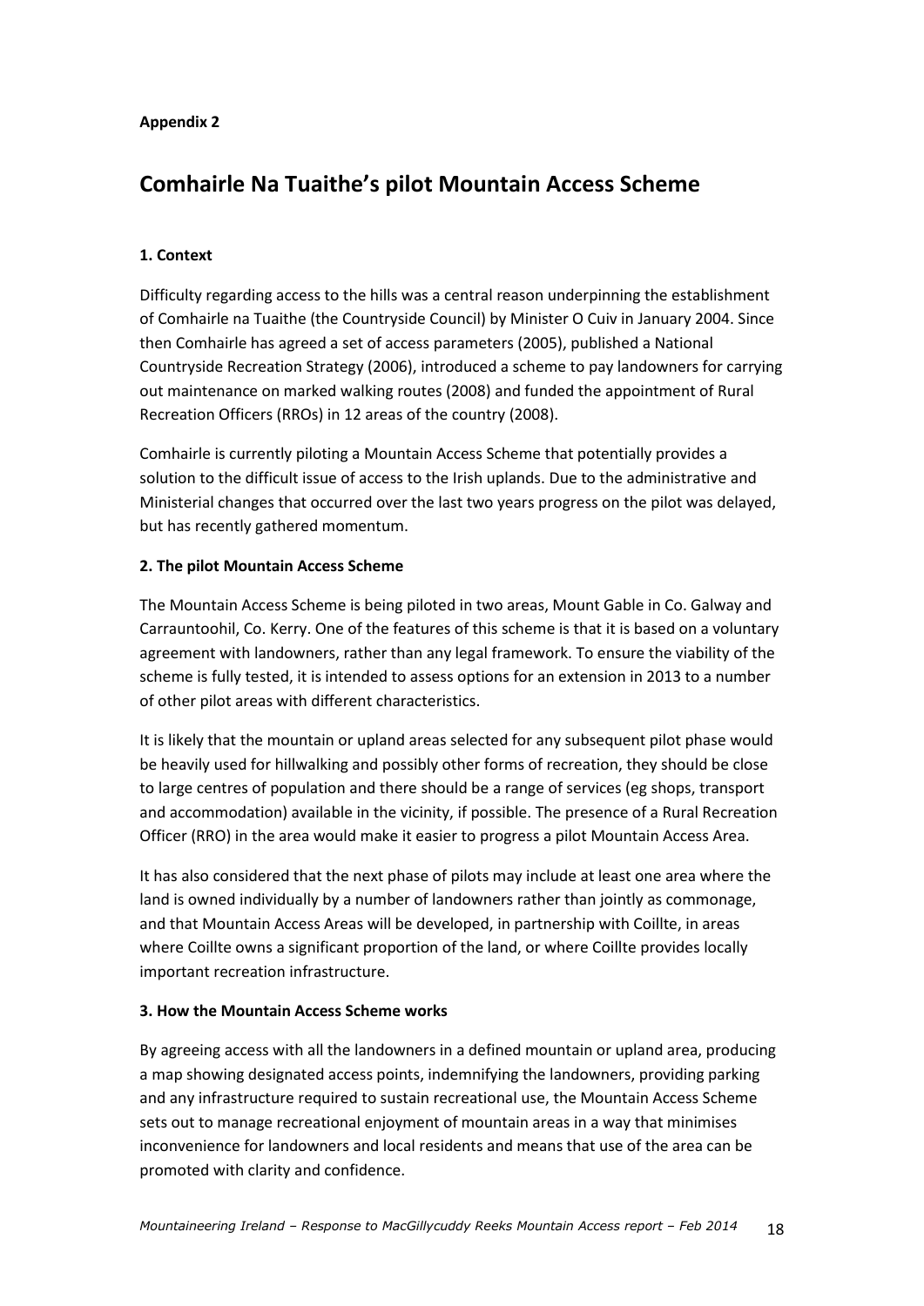**Appendix 2**

# Comhairle Na Tuaithe's pilot Mountain Access Scheme

### 1. Context

Difficulty regarding access to the hills was a central reason underpinning the establishment of Comhairle na Tuaithe (the Countryside Council) by Minister O Cuiv in January 2004. Since then Comhairle has agreed a set of access parameters (2005), published a National Countryside Recreation Strategy (2006), introduced a scheme to pay landowners for carrying out maintenance on marked walking routes (2008) and funded the appointment of Rural Recreation Officers (RROs) in 12 areas of the country (2008).

Comhairle is currently piloting a Mountain Access Scheme that potentially provides a solution to the difficult issue of access to the Irish uplands. Due to the administrative and Ministerial changes that occurred over the last two years progress on the pilot was delayed, but has recently gathered momentum.

### 2. The pilot Mountain Access Scheme

The Mountain Access Scheme is being piloted in two areas, Mount Gable in Co. Galway and Carrauntoohil, Co. Kerry. One of the features of this scheme is that it is based on a voluntary agreement with landowners, rather than any legal framework. To ensure the viability of the scheme is fully tested, it is intended to assess options for an extension in 2013 to a number of other pilot areas with different characteristics.

It is likely that the mountain or upland areas selected for any subsequent pilot phase would be heavily used for hillwalking and possibly other forms of recreation, they should be close to large centres of population and there should be a range of services (eg shops, transport and accommodation) available in the vicinity, if possible. The presence of a Rural Recreation Officer (RRO) in the area would make it easier to progress a pilot Mountain Access Area.

It has also considered that the next phase of pilots may include at least one area where the land is owned individually by a number of landowners rather than jointly as commonage, and that Mountain Access Areas will be developed, in partnership with Coillte, in areas where Coillte owns a significant proportion of the land, or where Coillte provides locally important recreation infrastructure.

### 3. How the Mountain Access Scheme works

By agreeing access with all the landowners in a defined mountain or upland area, producing a map showing designated access points, indemnifying the landowners, providing parking and any infrastructure required to sustain recreational use, the Mountain Access Scheme sets out to manage recreational enjoyment of mountain areas in a way that minimises inconvenience for landowners and local residents and means that use of the area can be promoted with clarity and confidence.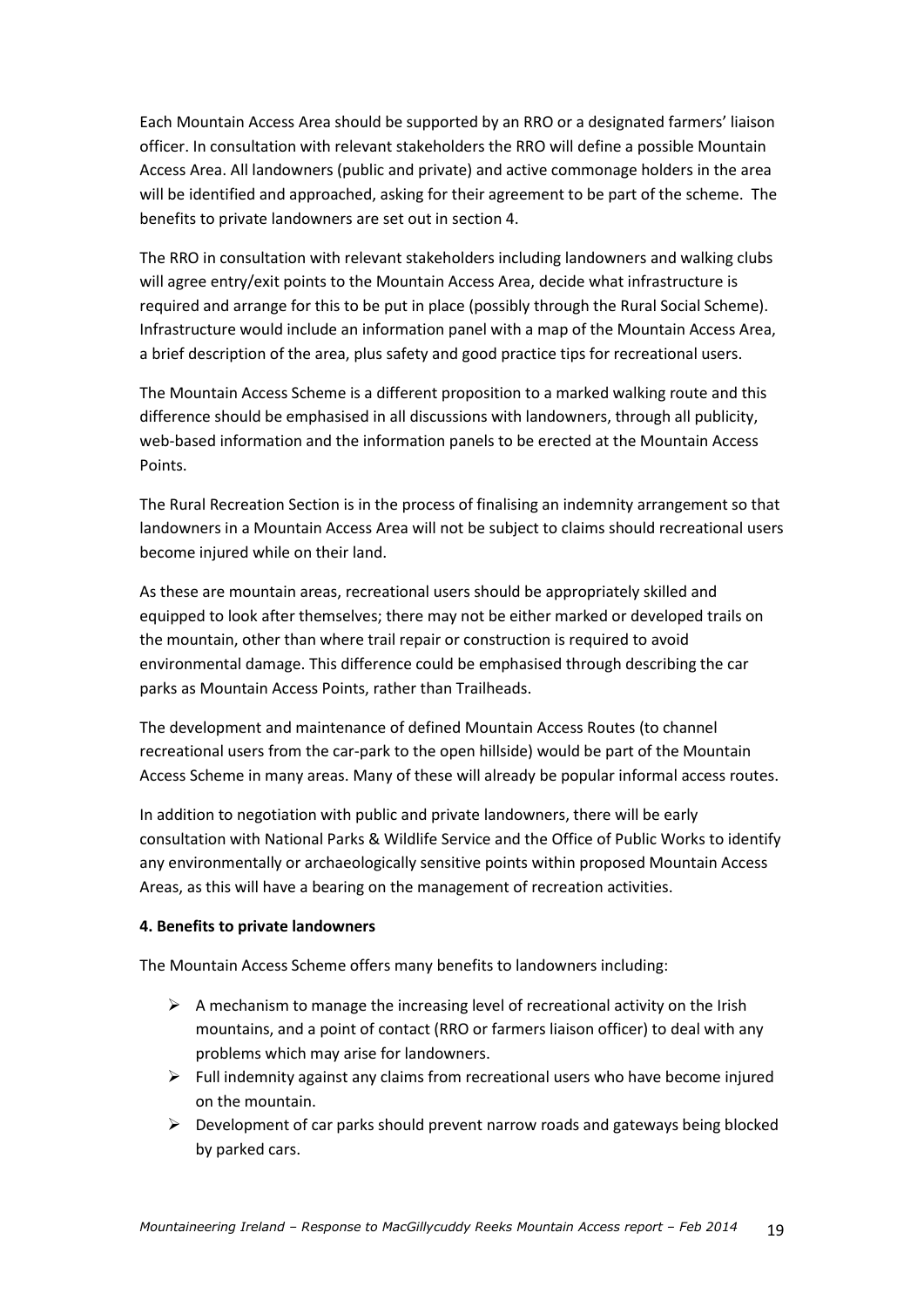Each Mountain Access Area should be supported by an RRO or a designated farmers' liaison officer. In consultation with relevant stakeholders the RRO will define a possible Mountain Access Area. All landowners (public and private) and active commonage holders in the area will be identified and approached, asking for their agreement to be part of the scheme. The benefits to private landowners are set out in section 4.

The RRO in consultation with relevant stakeholders including landowners and walking clubs will agree entry/exit points to the Mountain Access Area, decide what infrastructure is required and arrange for this to be put in place (possibly through the Rural Social Scheme). Infrastructure would include an information panel with a map of the Mountain Access Area, a brief description of the area, plus safety and good practice tips for recreational users.

The Mountain Access Scheme is a different proposition to a marked walking route and this difference should be emphasised in all discussions with landowners, through all publicity, web-based information and the information panels to be erected at the Mountain Access Points.

The Rural Recreation Section is in the process of finalising an indemnity arrangement so that landowners in a Mountain Access Area will not be subject to claims should recreational users become injured while on their land.

As these are mountain areas, recreational users should be appropriately skilled and equipped to look after themselves; there may not be either marked or developed trails on the mountain, other than where trail repair or construction is required to avoid environmental damage. This difference could be emphasised through describing the car parks as Mountain Access Points, rather than Trailheads.

The development and maintenance of defined Mountain Access Routes (to channel recreational users from the car-park to the open hillside) would be part of the Mountain Access Scheme in many areas. Many of these will already be popular informal access routes.

In addition to negotiation with public and private landowners, there will be early consultation with National Parks & Wildlife Service and the Office of Public Works to identify any environmentally or archaeologically sensitive points within proposed Mountain Access Areas, as this will have a bearing on the management of recreation activities.

**4. Benefits to private landowners**

The Mountain Access Scheme offers many benefits to landowners including:

- A mechanism to manage the increasing level of recreational activity on the Irish mountains, and a point of contact (RRO or farmers liaison officer) to deal with any problems which may arise for landowners.
- Full indemnity against any claims from recreational users who have become injured on the mountain.
- Development of car parks should prevent narrow roads and gateways being blocked by parked cars.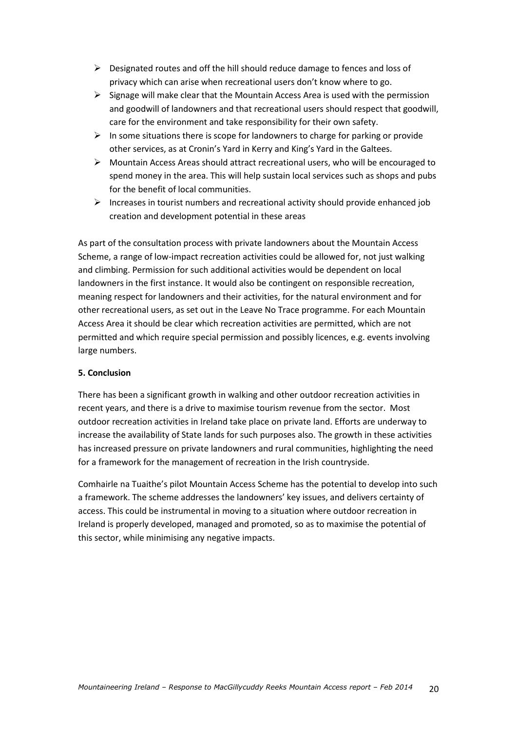- Designated routes and off the hill should reduce damage to fences and loss of privacy which can arise when recreational users don't know where to go.
- Signage will make clear that the Mountain Access Area is used with the permission and goodwill of landowners and that recreational users should respect that goodwill, care for the environment and take responsibility for their own safety.
- In some situations there is scope for landowners to charge for parking or provide other services, as at Cronin's Yard in Kerry and King's Yard in the Galtees.
- Mountain Access Areas should attract recreational users, who will be encouraged to spend money in the area. This will help sustain local services such as shops and pubs for the benefit of local communities.
- Increases in tourist numbers and recreational activity should provide enhanced job creation and development potential in these areas

As part of the consultation process with private landowners about the Mountain Access Scheme, a range of low-impact recreation activities could be allowed for, not just walking and climbing. Permission for such additional activities would be dependent on local landowners in the first instance. It would also be contingent on responsible recreation, meaning respect for landowners and their activities, for the natural environment and for other recreational users, as set out in the Leave No Trace programme. For each Mountain Access Area it should be clear which recreation activities are permitted, which are not permitted and which require special permission and possibly licences, e.g. events involving large numbers.

**5. Conclusion**

There has been a significant growth in walking and other outdoor recreation activities in recent years, and there is a drive to maximise tourism revenue from the sector. Most outdoor recreation activities in Ireland take place on private land. Efforts are underway to increase the availability of State lands for such purposes also. The growth in these activities has increased pressure on private landowners and rural communities, highlighting the need for a framework for the management of recreation in the Irish countryside.

Comhairle na Tuaithe's pilot Mountain Access Scheme has the potential to develop into such a framework. The scheme addresses the landowners' key issues, and delivers certainty of access. This could be instrumental in moving to a situation where outdoor recreation in Ireland is properly developed, managed and promoted, so as to maximise the potential of this sector, while minimising any negative impacts.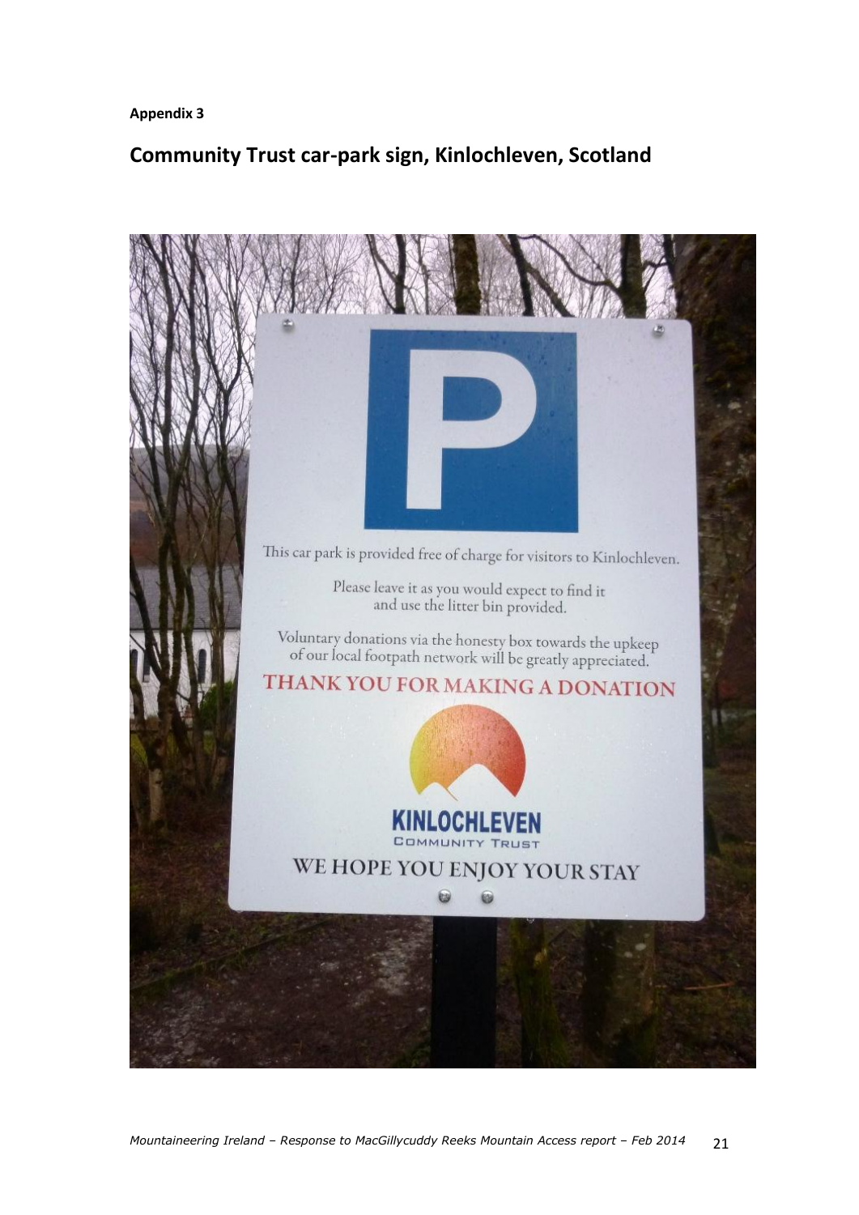**Appendix 3**

## Community Trust car-park sign, Kinlochleven, Scotland

P

This car park is provided free of charge for visitors to Kinlochleven.

Please leave it as you would expect to find it and use the litter bin provided.

Voluntary donations via the honesty box towards the upkeep of our local footpath network will be greatly appreciated.

THANK YOU FOR MAKING A DONATION

KINLOCHLEVEN COMMUNITY TRUST

WE HOPE YOU ENJOY YOUR STAY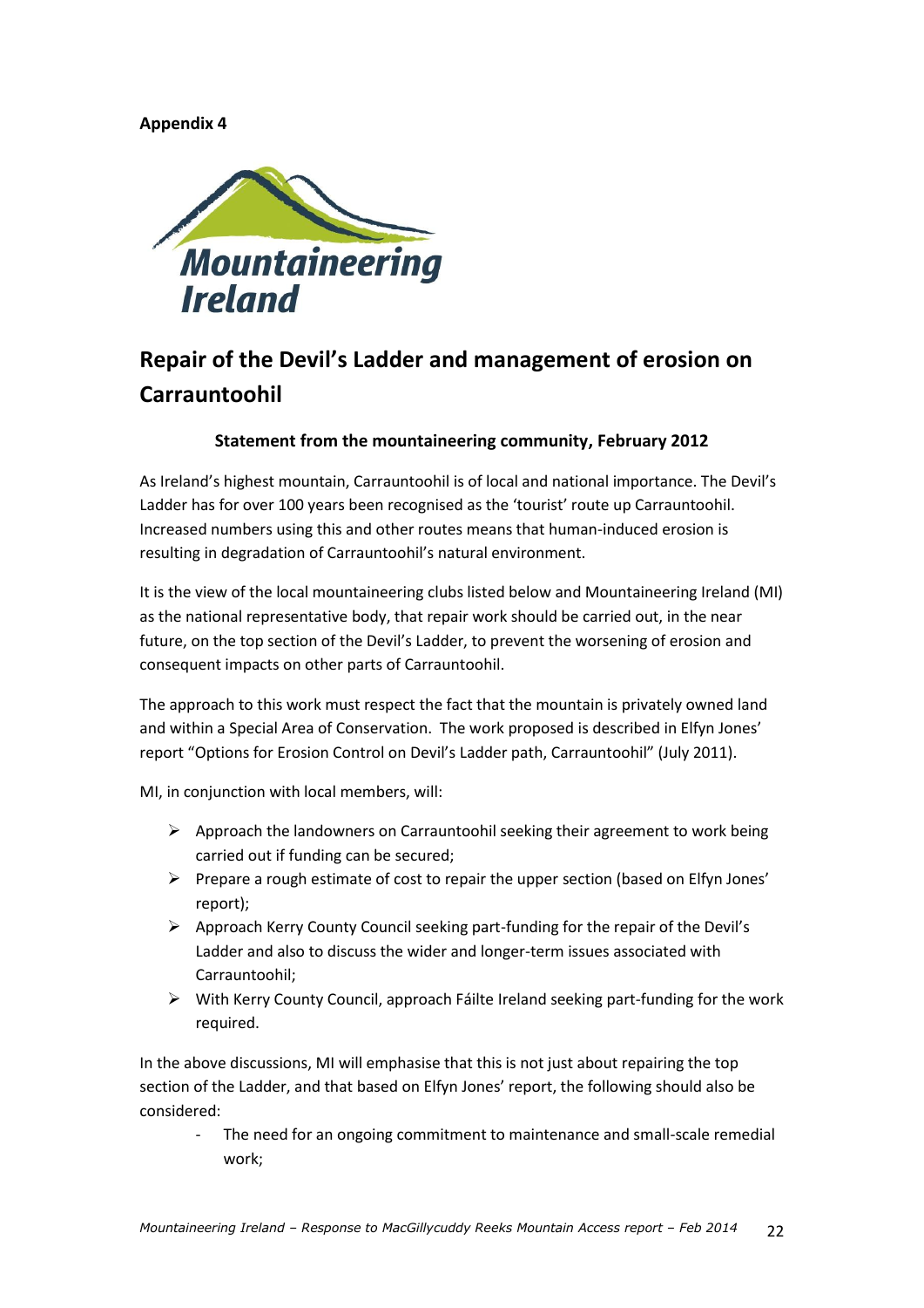**Appendix 4**

Mountaineering Ireland

# Repair of the Devil's Ladder and management of erosion on Carrauntoohil

**Statement from the mountaineering community, February 2012**

As Ireland's highest mountain, Carrauntoohil is of local and national importance. The Devil's Ladder has for over 100 years been recognised as the 'tourist' route up Carrauntoohil. Increased numbers using this and other routes means that human-induced erosion is resulting in degradation of Carrauntoohil's natural environment.

It is the view of the local mountaineering clubs listed below and Mountaineering Ireland (MI) as the national representative body, that repair work should be carried out, in the near future, on the top section of the Devil's Ladder, to prevent the worsening of erosion and consequent impacts on other parts of Carrauntoohil.

The approach to this work must respect the fact that the mountain is privately owned land and within a Special Area of Conservation. The work proposed is described in Elfyn Jones' report "Options for Erosion Control on Devil's Ladder path, Carrauntoohil" (July 2011).

MI, in conjunction with local members, will:

- Approach the landowners on Carrauntoohil seeking their agreement to work being carried out if funding can be secured;
- Prepare a rough estimate of cost to repair the upper section (based on Elfyn Jones' report);
- Approach Kerry County Council seeking part-funding for the repair of the Devil's Ladder and also to discuss the wider and longer-term issues associated with Carrauntoohil;
- With Kerry County Council, approach Fáilte Ireland seeking part-funding for the work required.

In the above discussions, MI will emphasise that this is not just about repairing the top section of the Ladder, and that based on Elfyn Jones' report, the following should also be considered:

- The need for an ongoing commitment to maintenance and small-scale remedial work;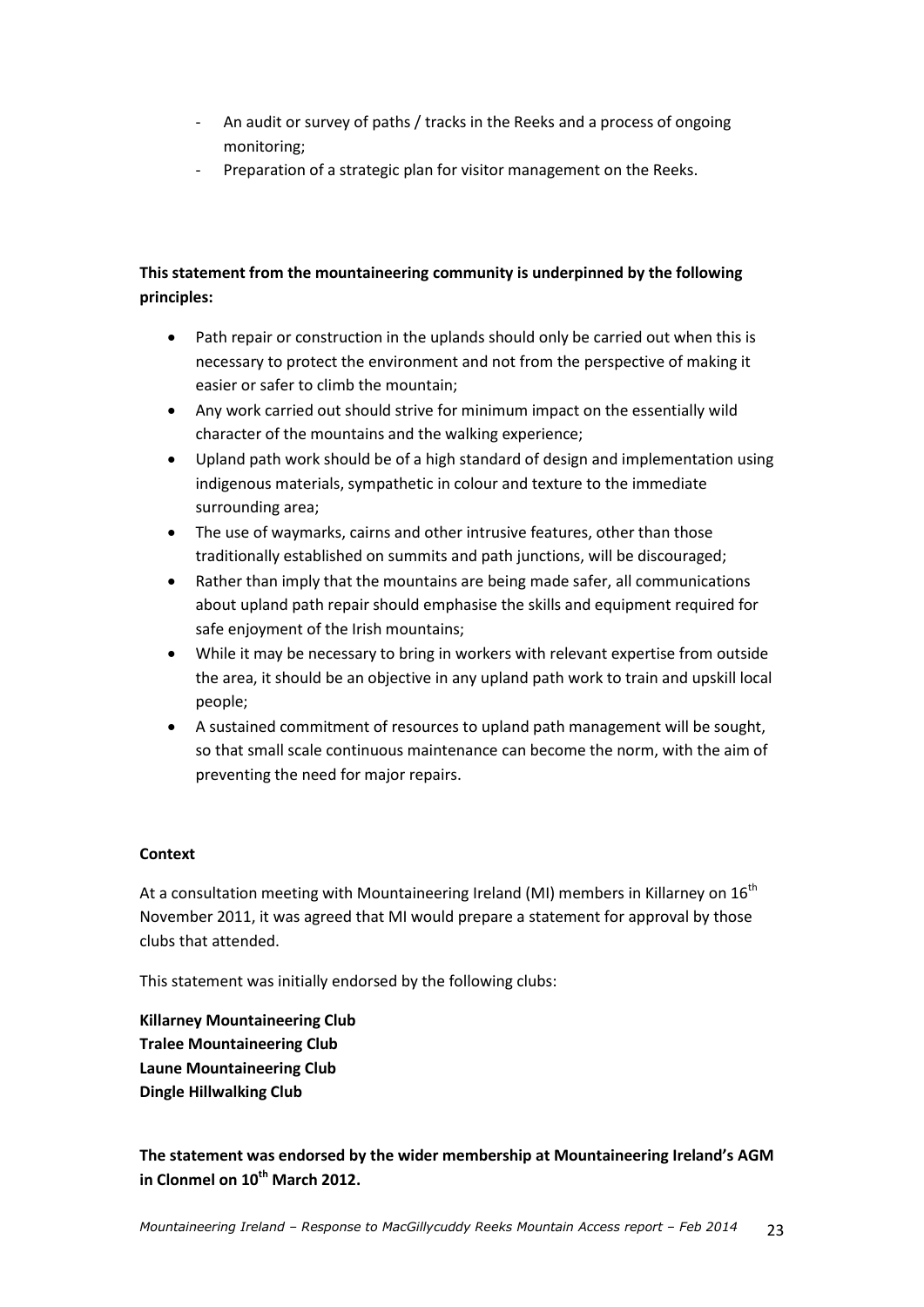- An audit or survey of paths / tracks in the Reeks and a process of ongoing monitoring;
- Preparation of a strategic plan for visitor management on the Reeks.

**This statement from the mountaineering community is underpinned by the following principles:**

- Path repair or construction in the uplands should only be carried out when this is necessary to protect the environment and not from the perspective of making it easier or safer to climb the mountain;
- Any work carried out should strive for minimum impact on the essentially wild character of the mountains and the walking experience;
- Upland path work should be of a high standard of design and implementation using indigenous materials, sympathetic in colour and texture to the immediate surrounding area;
- The use of waymarks, cairns and other intrusive features, other than those traditionally established on summits and path junctions, will be discouraged;
- Rather than imply that the mountains are being made safer, all communications about upland path repair should emphasise the skills and equipment required for safe enjoyment of the Irish mountains;
- While it may be necessary to bring in workers with relevant expertise from outside the area, it should be an objective in any upland path work to train and upskill local people;
- A sustained commitment of resources to upland path management will be sought, so that small scale continuous maintenance can become the norm, with the aim of preventing the need for major repairs.

**Context**

At a consultation meeting with Mountaineering Ireland (MI) members in Killarney on 16th November 2011, it was agreed that MI would prepare a statement for approval by those clubs that attended.

This statement was initially endorsed by the following clubs:

**Killarney Mountaineering Club**
**Tralee Mountaineering Club**
**Laune Mountaineering Club**
**Dingle Hillwalking Club**

**The statement was endorsed by the wider membership at Mountaineering Ireland's AGM in Clonmel on 10th March 2012.**